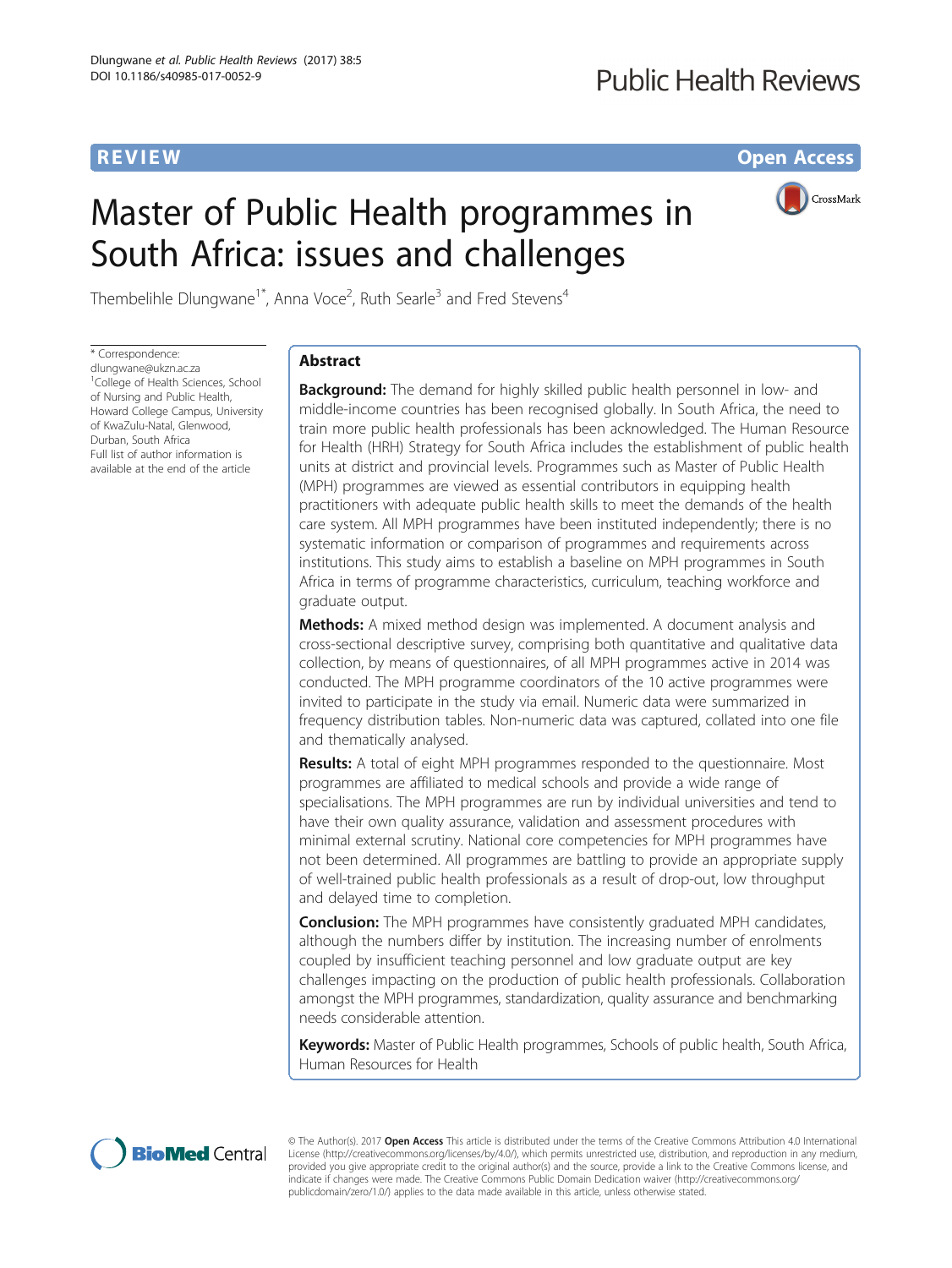REVIEW

Open Access

# Master of Public Health programmes in South Africa: issues and challenges

Thembelihle Dlungwane[1*], Anna Voce[2], Ruth Searle[3] and Fred Stevens[4]

\* Correspondence: dlungwane@ukzn.ac.za
[1]College of Health Sciences, School of Nursing and Public Health, Howard College Campus, University of KwaZulu-Natal, Glenwood, Durban, South Africa
Full list of author information is available at the end of the article

## Abstract

**Background:** The demand for highly skilled public health personnel in low- and middle-income countries has been recognised globally. In South Africa, the need to train more public health professionals has been acknowledged. The Human Resource for Health (HRH) Strategy for South Africa includes the establishment of public health units at district and provincial levels. Programmes such as Master of Public Health (MPH) programmes are viewed as essential contributors in equipping health practitioners with adequate public health skills to meet the demands of the health care system. All MPH programmes have been instituted independently; there is no systematic information or comparison of programmes and requirements across institutions. This study aims to establish a baseline on MPH programmes in South Africa in terms of programme characteristics, curriculum, teaching workforce and graduate output.

**Methods:** A mixed method design was implemented. A document analysis and cross-sectional descriptive survey, comprising both quantitative and qualitative data collection, by means of questionnaires, of all MPH programmes active in 2014 was conducted. The MPH programme coordinators of the 10 active programmes were invited to participate in the study via email. Numeric data were summarized in frequency distribution tables. Non-numeric data was captured, collated into one file and thematically analysed.

**Results:** A total of eight MPH programmes responded to the questionnaire. Most programmes are affiliated to medical schools and provide a wide range of specialisations. The MPH programmes are run by individual universities and tend to have their own quality assurance, validation and assessment procedures with minimal external scrutiny. National core competencies for MPH programmes have not been determined. All programmes are battling to provide an appropriate supply of well-trained public health professionals as a result of drop-out, low throughput and delayed time to completion.

**Conclusion:** The MPH programmes have consistently graduated MPH candidates, although the numbers differ by institution. The increasing number of enrolments coupled by insufficient teaching personnel and low graduate output are key challenges impacting on the production of public health professionals. Collaboration amongst the MPH programmes, standardization, quality assurance and benchmarking needs considerable attention.

**Keywords:** Master of Public Health programmes, Schools of public health, South Africa, Human Resources for Health

© The Author(s). 2017 **Open Access** This article is distributed under the terms of the Creative Commons Attribution 4.0 International License (http://creativecommons.org/licenses/by/4.0/), which permits unrestricted use, distribution, and reproduction in any medium, provided you give appropriate credit to the original author(s) and the source, provide a link to the Creative Commons license, and indicate if changes were made. The Creative Commons Public Domain Dedication waiver (http://creativecommons.org/publicdomain/zero/1.0/) applies to the data made available in this article, unless otherwise stated.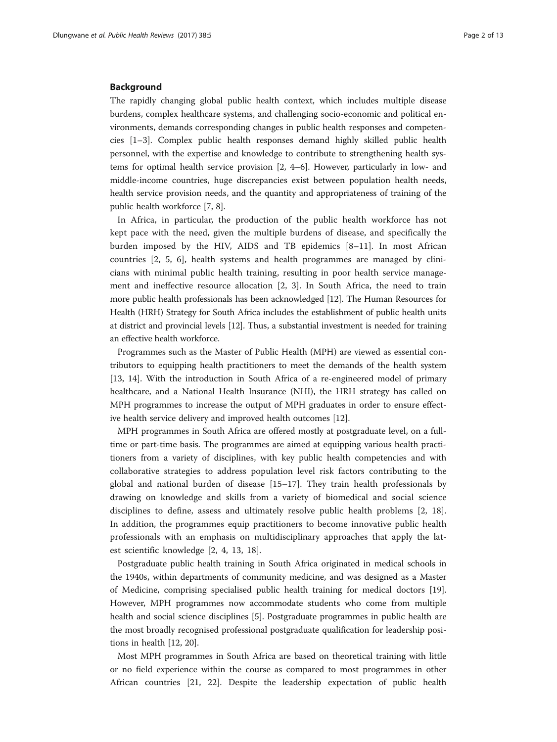## Background

The rapidly changing global public health context, which includes multiple disease burdens, complex healthcare systems, and challenging socio-economic and political environments, demands corresponding changes in public health responses and competencies [1–3]. Complex public health responses demand highly skilled public health personnel, with the expertise and knowledge to contribute to strengthening health systems for optimal health service provision [2, 4–6]. However, particularly in low- and middle-income countries, huge discrepancies exist between population health needs, health service provision needs, and the quantity and appropriateness of training of the public health workforce [7, 8].

In Africa, in particular, the production of the public health workforce has not kept pace with the need, given the multiple burdens of disease, and specifically the burden imposed by the HIV, AIDS and TB epidemics [8–11]. In most African countries [2, 5, 6], health systems and health programmes are managed by clinicians with minimal public health training, resulting in poor health service management and ineffective resource allocation [2, 3]. In South Africa, the need to train more public health professionals has been acknowledged [12]. The Human Resources for Health (HRH) Strategy for South Africa includes the establishment of public health units at district and provincial levels [12]. Thus, a substantial investment is needed for training an effective health workforce.

Programmes such as the Master of Public Health (MPH) are viewed as essential contributors to equipping health practitioners to meet the demands of the health system [13, 14]. With the introduction in South Africa of a re-engineered model of primary healthcare, and a National Health Insurance (NHI), the HRH strategy has called on MPH programmes to increase the output of MPH graduates in order to ensure effective health service delivery and improved health outcomes [12].

MPH programmes in South Africa are offered mostly at postgraduate level, on a full-time or part-time basis. The programmes are aimed at equipping various health practitioners from a variety of disciplines, with key public health competencies and with collaborative strategies to address population level risk factors contributing to the global and national burden of disease [15–17]. They train health professionals by drawing on knowledge and skills from a variety of biomedical and social science disciplines to define, assess and ultimately resolve public health problems [2, 18]. In addition, the programmes equip practitioners to become innovative public health professionals with an emphasis on multidisciplinary approaches that apply the latest scientific knowledge [2, 4, 13, 18].

Postgraduate public health training in South Africa originated in medical schools in the 1940s, within departments of community medicine, and was designed as a Master of Medicine, comprising specialised public health training for medical doctors [19]. However, MPH programmes now accommodate students who come from multiple health and social science disciplines [5]. Postgraduate programmes in public health are the most broadly recognised professional postgraduate qualification for leadership positions in health [12, 20].

Most MPH programmes in South Africa are based on theoretical training with little or no field experience within the course as compared to most programmes in other African countries [21, 22]. Despite the leadership expectation of public health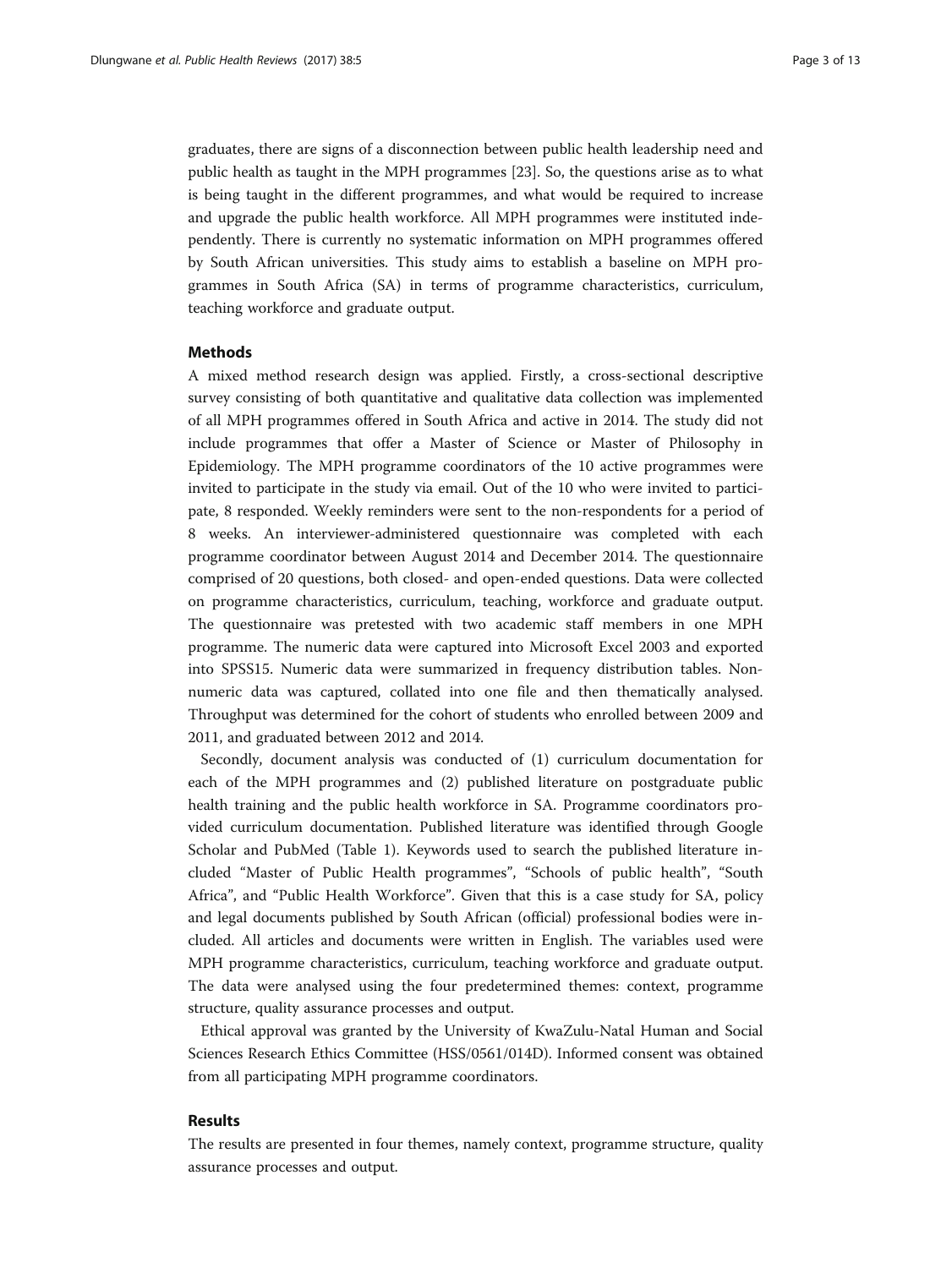graduates, there are signs of a disconnection between public health leadership need and public health as taught in the MPH programmes [23]. So, the questions arise as to what is being taught in the different programmes, and what would be required to increase and upgrade the public health workforce. All MPH programmes were instituted independently. There is currently no systematic information on MPH programmes offered by South African universities. This study aims to establish a baseline on MPH programmes in South Africa (SA) in terms of programme characteristics, curriculum, teaching workforce and graduate output.

## Methods

A mixed method research design was applied. Firstly, a cross-sectional descriptive survey consisting of both quantitative and qualitative data collection was implemented of all MPH programmes offered in South Africa and active in 2014. The study did not include programmes that offer a Master of Science or Master of Philosophy in Epidemiology. The MPH programme coordinators of the 10 active programmes were invited to participate in the study via email. Out of the 10 who were invited to participate, 8 responded. Weekly reminders were sent to the non-respondents for a period of 8 weeks. An interviewer-administered questionnaire was completed with each programme coordinator between August 2014 and December 2014. The questionnaire comprised of 20 questions, both closed- and open-ended questions. Data were collected on programme characteristics, curriculum, teaching, workforce and graduate output. The questionnaire was pretested with two academic staff members in one MPH programme. The numeric data were captured into Microsoft Excel 2003 and exported into SPSS15. Numeric data were summarized in frequency distribution tables. Non-numeric data was captured, collated into one file and then thematically analysed. Throughput was determined for the cohort of students who enrolled between 2009 and 2011, and graduated between 2012 and 2014.

Secondly, document analysis was conducted of (1) curriculum documentation for each of the MPH programmes and (2) published literature on postgraduate public health training and the public health workforce in SA. Programme coordinators provided curriculum documentation. Published literature was identified through Google Scholar and PubMed (Table 1). Keywords used to search the published literature included "Master of Public Health programmes", "Schools of public health", "South Africa", and "Public Health Workforce". Given that this is a case study for SA, policy and legal documents published by South African (official) professional bodies were included. All articles and documents were written in English. The variables used were MPH programme characteristics, curriculum, teaching workforce and graduate output. The data were analysed using the four predetermined themes: context, programme structure, quality assurance processes and output.

Ethical approval was granted by the University of KwaZulu-Natal Human and Social Sciences Research Ethics Committee (HSS/0561/014D). Informed consent was obtained from all participating MPH programme coordinators.

## Results

The results are presented in four themes, namely context, programme structure, quality assurance processes and output.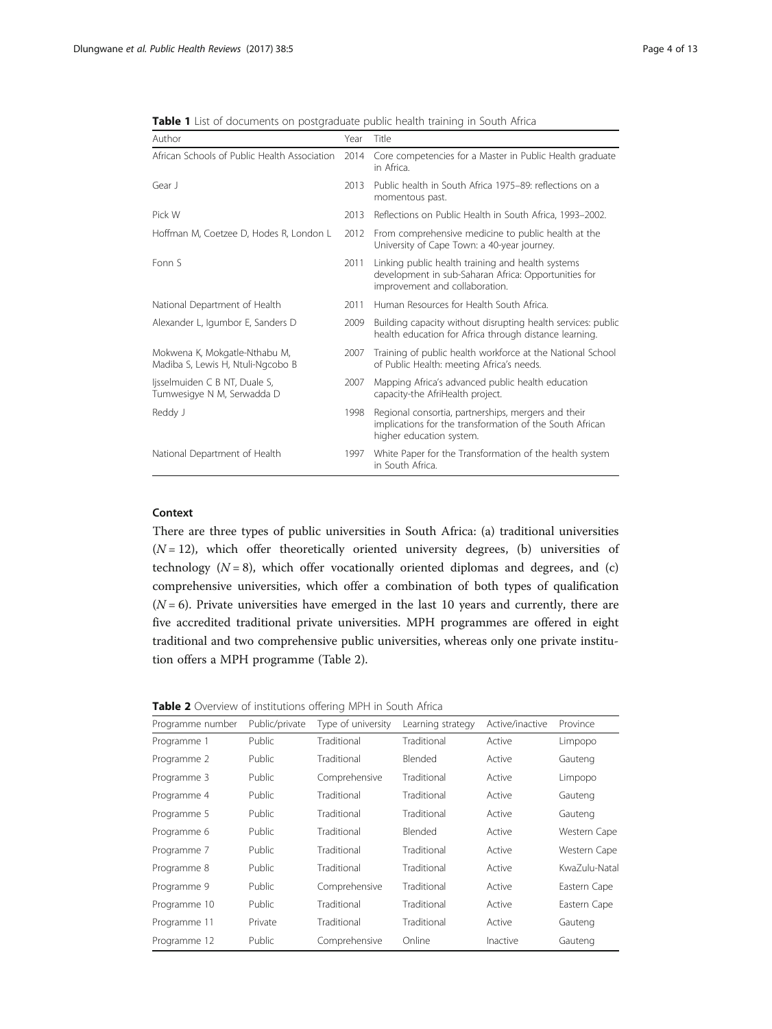**Table 1** List of documents on postgraduate public health training in South Africa

| Author | Year | Title |
|---|---|---|
| African Schools of Public Health Association | 2014 | Core competencies for a Master in Public Health graduate in Africa. |
| Gear J | 2013 | Public health in South Africa 1975–89: reflections on a momentous past. |
| Pick W | 2013 | Reflections on Public Health in South Africa, 1993–2002. |
| Hoffman M, Coetzee D, Hodes R, London L | 2012 | From comprehensive medicine to public health at the University of Cape Town: a 40-year journey. |
| Fonn S | 2011 | Linking public health training and health systems development in sub-Saharan Africa: Opportunities for improvement and collaboration. |
| National Department of Health | 2011 | Human Resources for Health South Africa. |
| Alexander L, Igumbor E, Sanders D | 2009 | Building capacity without disrupting health services: public health education for Africa through distance learning. |
| Mokwena K, Mokgatle-Nthabu M, Madiba S, Lewis H, Ntuli-Ngcobo B | 2007 | Training of public health workforce at the National School of Public Health: meeting Africa's needs. |
| Ijsselmuiden C B NT, Duale S, Tumwesigye N M, Serwadda D | 2007 | Mapping Africa's advanced public health education capacity-the AfriHealth project. |
| Reddy J | 1998 | Regional consortia, partnerships, mergers and their implications for the transformation of the South African higher education system. |
| National Department of Health | 1997 | White Paper for the Transformation of the health system in South Africa. |

### Context

There are three types of public universities in South Africa: (a) traditional universities ($N = 12$), which offer theoretically oriented university degrees, (b) universities of technology ($N = 8$), which offer vocationally oriented diplomas and degrees, and (c) comprehensive universities, which offer a combination of both types of qualification ($N = 6$). Private universities have emerged in the last 10 years and currently, there are five accredited traditional private universities. MPH programmes are offered in eight traditional and two comprehensive public universities, whereas only one private institution offers a MPH programme (Table 2).

**Table 2** Overview of institutions offering MPH in South Africa

| Programme number | Public/private | Type of university | Learning strategy | Active/inactive | Province |
|---|---|---|---|---|---|
| Programme 1 | Public | Traditional | Traditional | Active | Limpopo |
| Programme 2 | Public | Traditional | Blended | Active | Gauteng |
| Programme 3 | Public | Comprehensive | Traditional | Active | Limpopo |
| Programme 4 | Public | Traditional | Traditional | Active | Gauteng |
| Programme 5 | Public | Traditional | Traditional | Active | Gauteng |
| Programme 6 | Public | Traditional | Blended | Active | Western Cape |
| Programme 7 | Public | Traditional | Traditional | Active | Western Cape |
| Programme 8 | Public | Traditional | Traditional | Active | KwaZulu-Natal |
| Programme 9 | Public | Comprehensive | Traditional | Active | Eastern Cape |
| Programme 10 | Public | Traditional | Traditional | Active | Eastern Cape |
| Programme 11 | Private | Traditional | Traditional | Active | Gauteng |
| Programme 12 | Public | Comprehensive | Online | Inactive | Gauteng |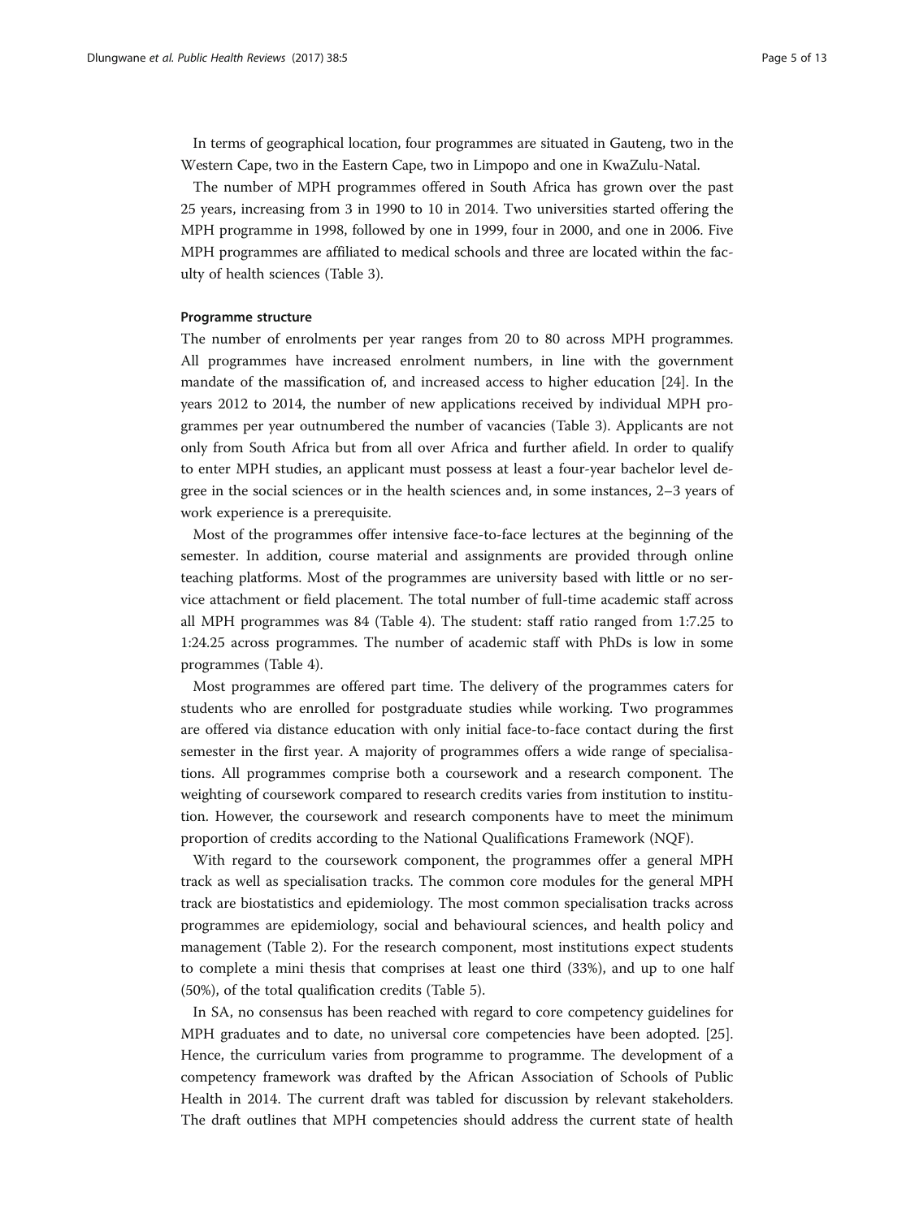In terms of geographical location, four programmes are situated in Gauteng, two in the Western Cape, two in the Eastern Cape, two in Limpopo and one in KwaZulu-Natal.

The number of MPH programmes offered in South Africa has grown over the past 25 years, increasing from 3 in 1990 to 10 in 2014. Two universities started offering the MPH programme in 1998, followed by one in 1999, four in 2000, and one in 2006. Five MPH programmes are affiliated to medical schools and three are located within the faculty of health sciences (Table 3).

#### Programme structure

The number of enrolments per year ranges from 20 to 80 across MPH programmes. All programmes have increased enrolment numbers, in line with the government mandate of the massification of, and increased access to higher education [24]. In the years 2012 to 2014, the number of new applications received by individual MPH programmes per year outnumbered the number of vacancies (Table 3). Applicants are not only from South Africa but from all over Africa and further afield. In order to qualify to enter MPH studies, an applicant must possess at least a four-year bachelor level degree in the social sciences or in the health sciences and, in some instances, 2–3 years of work experience is a prerequisite.

Most of the programmes offer intensive face-to-face lectures at the beginning of the semester. In addition, course material and assignments are provided through online teaching platforms. Most of the programmes are university based with little or no service attachment or field placement. The total number of full-time academic staff across all MPH programmes was 84 (Table 4). The student: staff ratio ranged from 1:7.25 to 1:24.25 across programmes. The number of academic staff with PhDs is low in some programmes (Table 4).

Most programmes are offered part time. The delivery of the programmes caters for students who are enrolled for postgraduate studies while working. Two programmes are offered via distance education with only initial face-to-face contact during the first semester in the first year. A majority of programmes offers a wide range of specialisations. All programmes comprise both a coursework and a research component. The weighting of coursework compared to research credits varies from institution to institution. However, the coursework and research components have to meet the minimum proportion of credits according to the National Qualifications Framework (NQF).

With regard to the coursework component, the programmes offer a general MPH track as well as specialisation tracks. The common core modules for the general MPH track are biostatistics and epidemiology. The most common specialisation tracks across programmes are epidemiology, social and behavioural sciences, and health policy and management (Table 2). For the research component, most institutions expect students to complete a mini thesis that comprises at least one third (33%), and up to one half (50%), of the total qualification credits (Table 5).

In SA, no consensus has been reached with regard to core competency guidelines for MPH graduates and to date, no universal core competencies have been adopted. [25]. Hence, the curriculum varies from programme to programme. The development of a competency framework was drafted by the African Association of Schools of Public Health in 2014. The current draft was tabled for discussion by relevant stakeholders. The draft outlines that MPH competencies should address the current state of health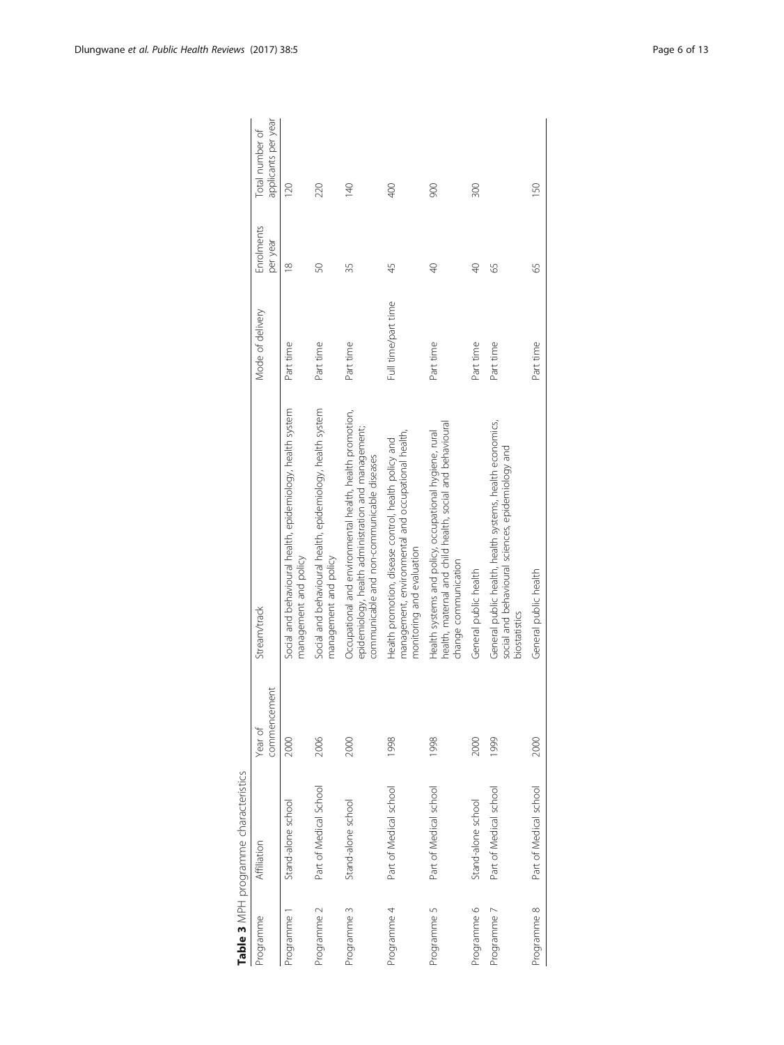**Table 3** MPH programme characteristics

| Programme | Affiliation | Year of commencement | Stream/track | Mode of delivery | Enrolments per year | Total number of applicants per year |
|---|---|---|---|---|---|---|
| Programme 1 | Stand-alone school | 2000 | Social and behavioural health, epidemiology, health system management and policy | Part time | 18 | 120 |
| Programme 2 | Part of Medical School | 2006 | Social and behavioural health, epidemiology, health system management and policy | Part time | 50 | 220 |
| Programme 3 | Stand-alone school | 2000 | Occupational and environmental health, health promotion, epidemiology, health administration and management; communicable and non-communicable diseases | Part time | 35 | 140 |
| Programme 4 | Part of Medical school | 1998 | Health promotion, disease control, health policy and management, environmental and occupational health, monitoring and evaluation | Full time/part time | 45 | 400 |
| Programme 5 | Part of Medical school | 1998 | Health systems and policy, occupational hygiene, rural health, maternal and child health, social and behavioural change communication | Part time | 40 | 900 |
| Programme 6 | Stand-alone school | 2000 | General public health | Part time | 40 | 300 |
| Programme 7 | Part of Medical school | 1999 | General public health, health systems, health economics, social and behavioural sciences, epidemiology and biostatistics | Part time | 65 | |
| Programme 8 | Part of Medical school | 2000 | General public health | Part time | 65 | 150 |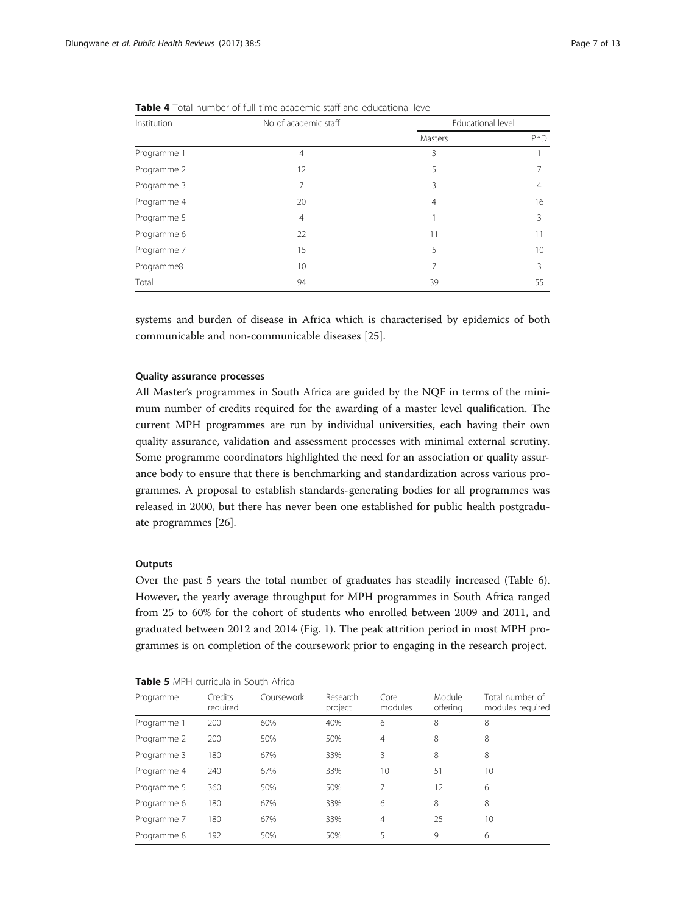**Table 4** Total number of full time academic staff and educational level

| Institution | No of academic staff | Educational level | |
|---|---|---|---|
| | | Masters | PhD |
| Programme 1 | 4 | 3 | 1 |
| Programme 2 | 12 | 5 | 7 |
| Programme 3 | 7 | 3 | 4 |
| Programme 4 | 20 | 4 | 16 |
| Programme 5 | 4 | 1 | 3 |
| Programme 6 | 22 | 11 | 11 |
| Programme 7 | 15 | 5 | 10 |
| Programme8 | 10 | 7 | 3 |
| Total | 94 | 39 | 55 |

systems and burden of disease in Africa which is characterised by epidemics of both communicable and non-communicable diseases [25].

#### Quality assurance processes

All Master's programmes in South Africa are guided by the NQF in terms of the minimum number of credits required for the awarding of a master level qualification. The current MPH programmes are run by individual universities, each having their own quality assurance, validation and assessment processes with minimal external scrutiny. Some programme coordinators highlighted the need for an association or quality assurance body to ensure that there is benchmarking and standardization across various programmes. A proposal to establish standards-generating bodies for all programmes was released in 2000, but there has never been one established for public health postgraduate programmes [26].

#### Outputs

Over the past 5 years the total number of graduates has steadily increased (Table 6). However, the yearly average throughput for MPH programmes in South Africa ranged from 25 to 60% for the cohort of students who enrolled between 2009 and 2011, and graduated between 2012 and 2014 (Fig. 1). The peak attrition period in most MPH programmes is on completion of the coursework prior to engaging in the research project.

**Table 5** MPH curricula in South Africa

| Programme | Credits required | Coursework | Research project | Core modules | Module offering | Total number of modules required |
|---|---|---|---|---|---|---|
| Programme 1 | 200 | 60% | 40% | 6 | 8 | 8 |
| Programme 2 | 200 | 50% | 50% | 4 | 8 | 8 |
| Programme 3 | 180 | 67% | 33% | 3 | 8 | 8 |
| Programme 4 | 240 | 67% | 33% | 10 | 51 | 10 |
| Programme 5 | 360 | 50% | 50% | 7 | 12 | 6 |
| Programme 6 | 180 | 67% | 33% | 6 | 8 | 8 |
| Programme 7 | 180 | 67% | 33% | 4 | 25 | 10 |
| Programme 8 | 192 | 50% | 50% | 5 | 9 | 6 |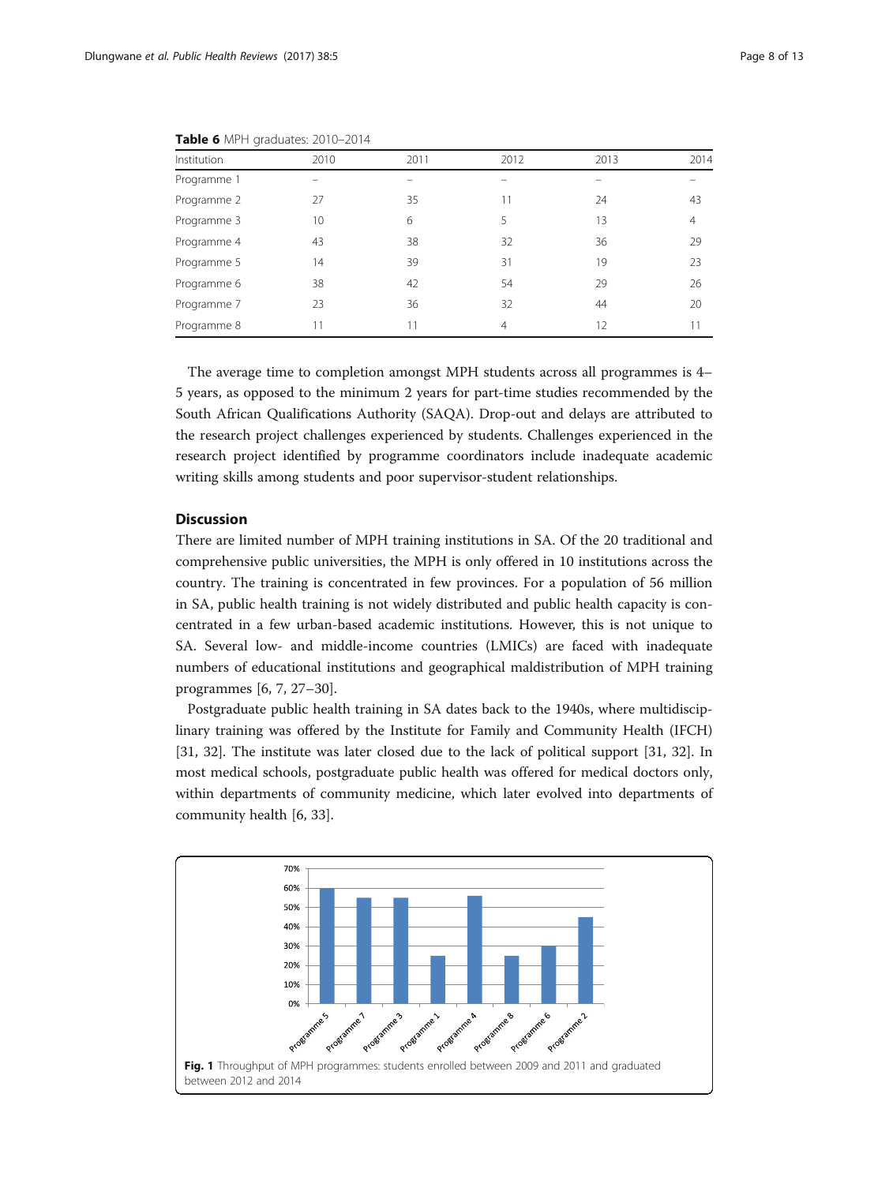**Table 6** MPH graduates: 2010–2014

| Institution | 2010 | 2011 | 2012 | 2013 | 2014 |
|---|---|---|---|---|---|
| Programme 1 | – | – | – | – | – |
| Programme 2 | 27 | 35 | 11 | 24 | 43 |
| Programme 3 | 10 | 6 | 5 | 13 | 4 |
| Programme 4 | 43 | 38 | 32 | 36 | 29 |
| Programme 5 | 14 | 39 | 31 | 19 | 23 |
| Programme 6 | 38 | 42 | 54 | 29 | 26 |
| Programme 7 | 23 | 36 | 32 | 44 | 20 |
| Programme 8 | 11 | 11 | 4 | 12 | 11 |

The average time to completion amongst MPH students across all programmes is 4–5 years, as opposed to the minimum 2 years for part-time studies recommended by the South African Qualifications Authority (SAQA). Drop-out and delays are attributed to the research project challenges experienced by students. Challenges experienced in the research project identified by programme coordinators include inadequate academic writing skills among students and poor supervisor-student relationships.

## Discussion

There are limited number of MPH training institutions in SA. Of the 20 traditional and comprehensive public universities, the MPH is only offered in 10 institutions across the country. The training is concentrated in few provinces. For a population of 56 million in SA, public health training is not widely distributed and public health capacity is concentrated in a few urban-based academic institutions. However, this is not unique to SA. Several low- and middle-income countries (LMICs) are faced with inadequate numbers of educational institutions and geographical maldistribution of MPH training programmes [6, 7, 27–30].

Postgraduate public health training in SA dates back to the 1940s, where multidisciplinary training was offered by the Institute for Family and Community Health (IFCH) [31, 32]. The institute was later closed due to the lack of political support [31, 32]. In most medical schools, postgraduate public health was offered for medical doctors only, within departments of community medicine, which later evolved into departments of community health [6, 33].

**Fig. 1** Throughput of MPH programmes: students enrolled between 2009 and 2011 and graduated between 2012 and 2014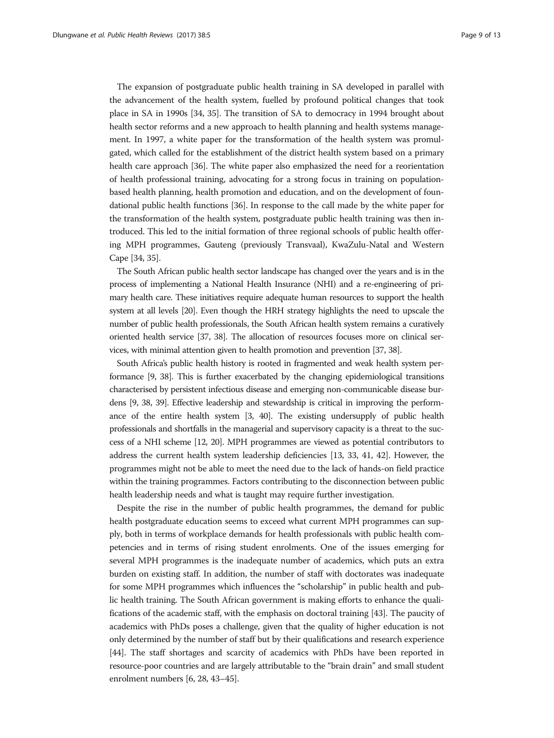The expansion of postgraduate public health training in SA developed in parallel with the advancement of the health system, fuelled by profound political changes that took place in SA in 1990s [34, 35]. The transition of SA to democracy in 1994 brought about health sector reforms and a new approach to health planning and health systems management. In 1997, a white paper for the transformation of the health system was promulgated, which called for the establishment of the district health system based on a primary health care approach [36]. The white paper also emphasized the need for a reorientation of health professional training, advocating for a strong focus in training on population-based health planning, health promotion and education, and on the development of foundational public health functions [36]. In response to the call made by the white paper for the transformation of the health system, postgraduate public health training was then introduced. This led to the initial formation of three regional schools of public health offering MPH programmes, Gauteng (previously Transvaal), KwaZulu-Natal and Western Cape [34, 35].

The South African public health sector landscape has changed over the years and is in the process of implementing a National Health Insurance (NHI) and a re-engineering of primary health care. These initiatives require adequate human resources to support the health system at all levels [20]. Even though the HRH strategy highlights the need to upscale the number of public health professionals, the South African health system remains a curatively oriented health service [37, 38]. The allocation of resources focuses more on clinical services, with minimal attention given to health promotion and prevention [37, 38].

South Africa's public health history is rooted in fragmented and weak health system performance [9, 38]. This is further exacerbated by the changing epidemiological transitions characterised by persistent infectious disease and emerging non-communicable disease burdens [9, 38, 39]. Effective leadership and stewardship is critical in improving the performance of the entire health system [3, 40]. The existing undersupply of public health professionals and shortfalls in the managerial and supervisory capacity is a threat to the success of a NHI scheme [12, 20]. MPH programmes are viewed as potential contributors to address the current health system leadership deficiencies [13, 33, 41, 42]. However, the programmes might not be able to meet the need due to the lack of hands-on field practice within the training programmes. Factors contributing to the disconnection between public health leadership needs and what is taught may require further investigation.

Despite the rise in the number of public health programmes, the demand for public health postgraduate education seems to exceed what current MPH programmes can supply, both in terms of workplace demands for health professionals with public health competencies and in terms of rising student enrolments. One of the issues emerging for several MPH programmes is the inadequate number of academics, which puts an extra burden on existing staff. In addition, the number of staff with doctorates was inadequate for some MPH programmes which influences the "scholarship" in public health and public health training. The South African government is making efforts to enhance the qualifications of the academic staff, with the emphasis on doctoral training [43]. The paucity of academics with PhDs poses a challenge, given that the quality of higher education is not only determined by the number of staff but by their qualifications and research experience [44]. The staff shortages and scarcity of academics with PhDs have been reported in resource-poor countries and are largely attributable to the "brain drain" and small student enrolment numbers [6, 28, 43–45].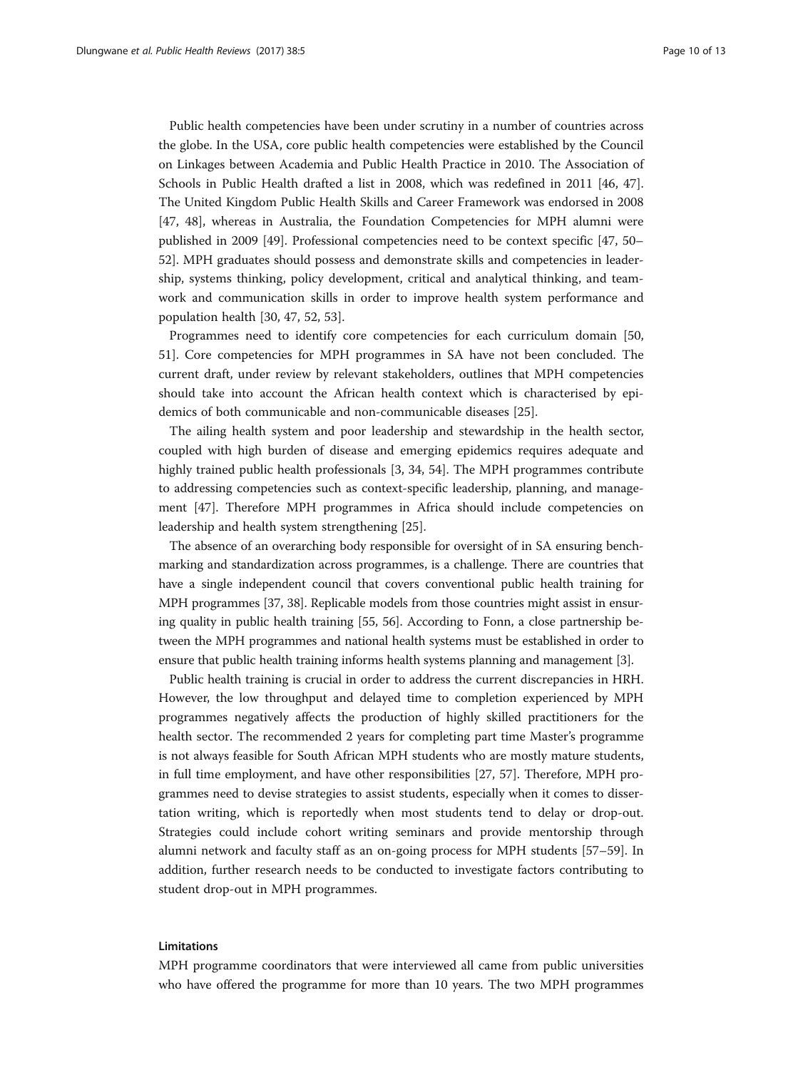Public health competencies have been under scrutiny in a number of countries across the globe. In the USA, core public health competencies were established by the Council on Linkages between Academia and Public Health Practice in 2010. The Association of Schools in Public Health drafted a list in 2008, which was redefined in 2011 [46, 47]. The United Kingdom Public Health Skills and Career Framework was endorsed in 2008 [47, 48], whereas in Australia, the Foundation Competencies for MPH alumni were published in 2009 [49]. Professional competencies need to be context specific [47, 50–52]. MPH graduates should possess and demonstrate skills and competencies in leadership, systems thinking, policy development, critical and analytical thinking, and teamwork and communication skills in order to improve health system performance and population health [30, 47, 52, 53].

Programmes need to identify core competencies for each curriculum domain [50, 51]. Core competencies for MPH programmes in SA have not been concluded. The current draft, under review by relevant stakeholders, outlines that MPH competencies should take into account the African health context which is characterised by epidemics of both communicable and non-communicable diseases [25].

The ailing health system and poor leadership and stewardship in the health sector, coupled with high burden of disease and emerging epidemics requires adequate and highly trained public health professionals [3, 34, 54]. The MPH programmes contribute to addressing competencies such as context-specific leadership, planning, and management [47]. Therefore MPH programmes in Africa should include competencies on leadership and health system strengthening [25].

The absence of an overarching body responsible for oversight of in SA ensuring benchmarking and standardization across programmes, is a challenge. There are countries that have a single independent council that covers conventional public health training for MPH programmes [37, 38]. Replicable models from those countries might assist in ensuring quality in public health training [55, 56]. According to Fonn, a close partnership between the MPH programmes and national health systems must be established in order to ensure that public health training informs health systems planning and management [3].

Public health training is crucial in order to address the current discrepancies in HRH. However, the low throughput and delayed time to completion experienced by MPH programmes negatively affects the production of highly skilled practitioners for the health sector. The recommended 2 years for completing part time Master's programme is not always feasible for South African MPH students who are mostly mature students, in full time employment, and have other responsibilities [27, 57]. Therefore, MPH programmes need to devise strategies to assist students, especially when it comes to dissertation writing, which is reportedly when most students tend to delay or drop-out. Strategies could include cohort writing seminars and provide mentorship through alumni network and faculty staff as an on-going process for MPH students [57–59]. In addition, further research needs to be conducted to investigate factors contributing to student drop-out in MPH programmes.

### Limitations

MPH programme coordinators that were interviewed all came from public universities who have offered the programme for more than 10 years. The two MPH programmes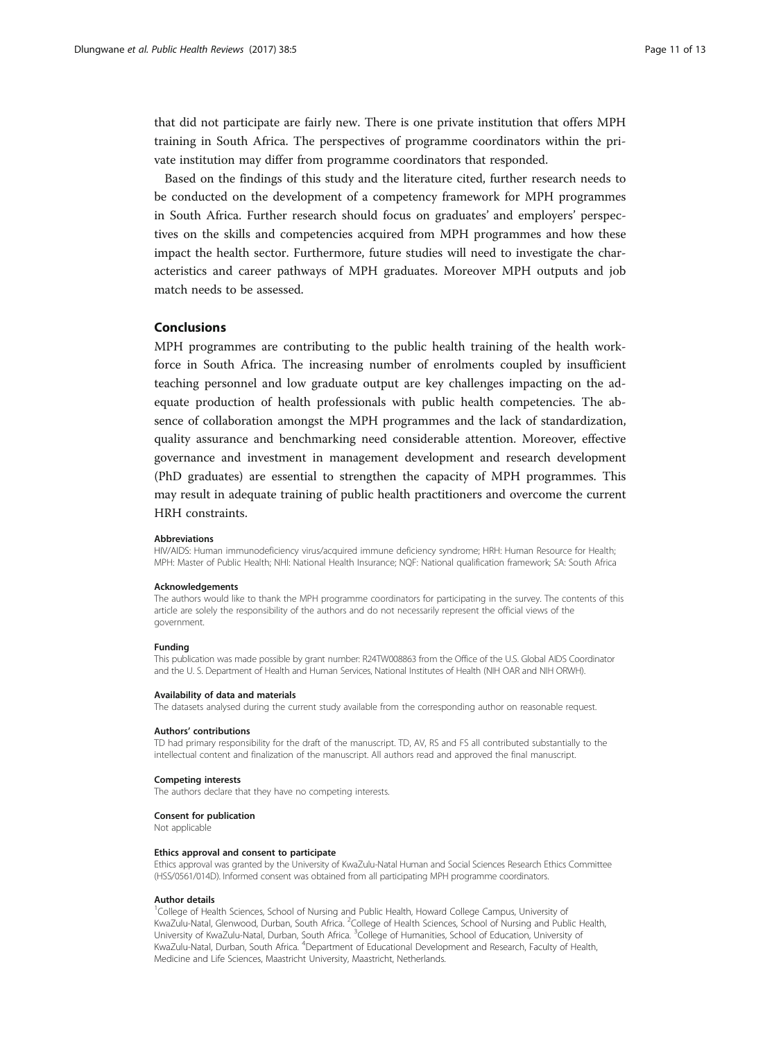that did not participate are fairly new. There is one private institution that offers MPH training in South Africa. The perspectives of programme coordinators within the private institution may differ from programme coordinators that responded.

Based on the findings of this study and the literature cited, further research needs to be conducted on the development of a competency framework for MPH programmes in South Africa. Further research should focus on graduates' and employers' perspectives on the skills and competencies acquired from MPH programmes and how these impact the health sector. Furthermore, future studies will need to investigate the characteristics and career pathways of MPH graduates. Moreover MPH outputs and job match needs to be assessed.

## Conclusions

MPH programmes are contributing to the public health training of the health workforce in South Africa. The increasing number of enrolments coupled by insufficient teaching personnel and low graduate output are key challenges impacting on the adequate production of health professionals with public health competencies. The absence of collaboration amongst the MPH programmes and the lack of standardization, quality assurance and benchmarking need considerable attention. Moreover, effective governance and investment in management development and research development (PhD graduates) are essential to strengthen the capacity of MPH programmes. This may result in adequate training of public health practitioners and overcome the current HRH constraints.

#### Abbreviations

HIV/AIDS: Human immunodeficiency virus/acquired immune deficiency syndrome; HRH: Human Resource for Health; MPH: Master of Public Health; NHI: National Health Insurance; NQF: National qualification framework; SA: South Africa

#### Acknowledgements

The authors would like to thank the MPH programme coordinators for participating in the survey. The contents of this article are solely the responsibility of the authors and do not necessarily represent the official views of the government.

#### Funding

This publication was made possible by grant number: R24TW008863 from the Office of the U.S. Global AIDS Coordinator and the U. S. Department of Health and Human Services, National Institutes of Health (NIH OAR and NIH ORWH).

#### Availability of data and materials

The datasets analysed during the current study available from the corresponding author on reasonable request.

#### Authors' contributions

TD had primary responsibility for the draft of the manuscript. TD, AV, RS and FS all contributed substantially to the intellectual content and finalization of the manuscript. All authors read and approved the final manuscript.

#### Competing interests

The authors declare that they have no competing interests.

#### Consent for publication

Not applicable

#### Ethics approval and consent to participate

Ethics approval was granted by the University of KwaZulu-Natal Human and Social Sciences Research Ethics Committee (HSS/0561/014D). Informed consent was obtained from all participating MPH programme coordinators.

#### Author details

[1]College of Health Sciences, School of Nursing and Public Health, Howard College Campus, University of KwaZulu-Natal, Glenwood, Durban, South Africa. [2]College of Health Sciences, School of Nursing and Public Health, University of KwaZulu-Natal, Durban, South Africa. [3]College of Humanities, School of Education, University of KwaZulu-Natal, Durban, South Africa. [4]Department of Educational Development and Research, Faculty of Health, Medicine and Life Sciences, Maastricht University, Maastricht, Netherlands.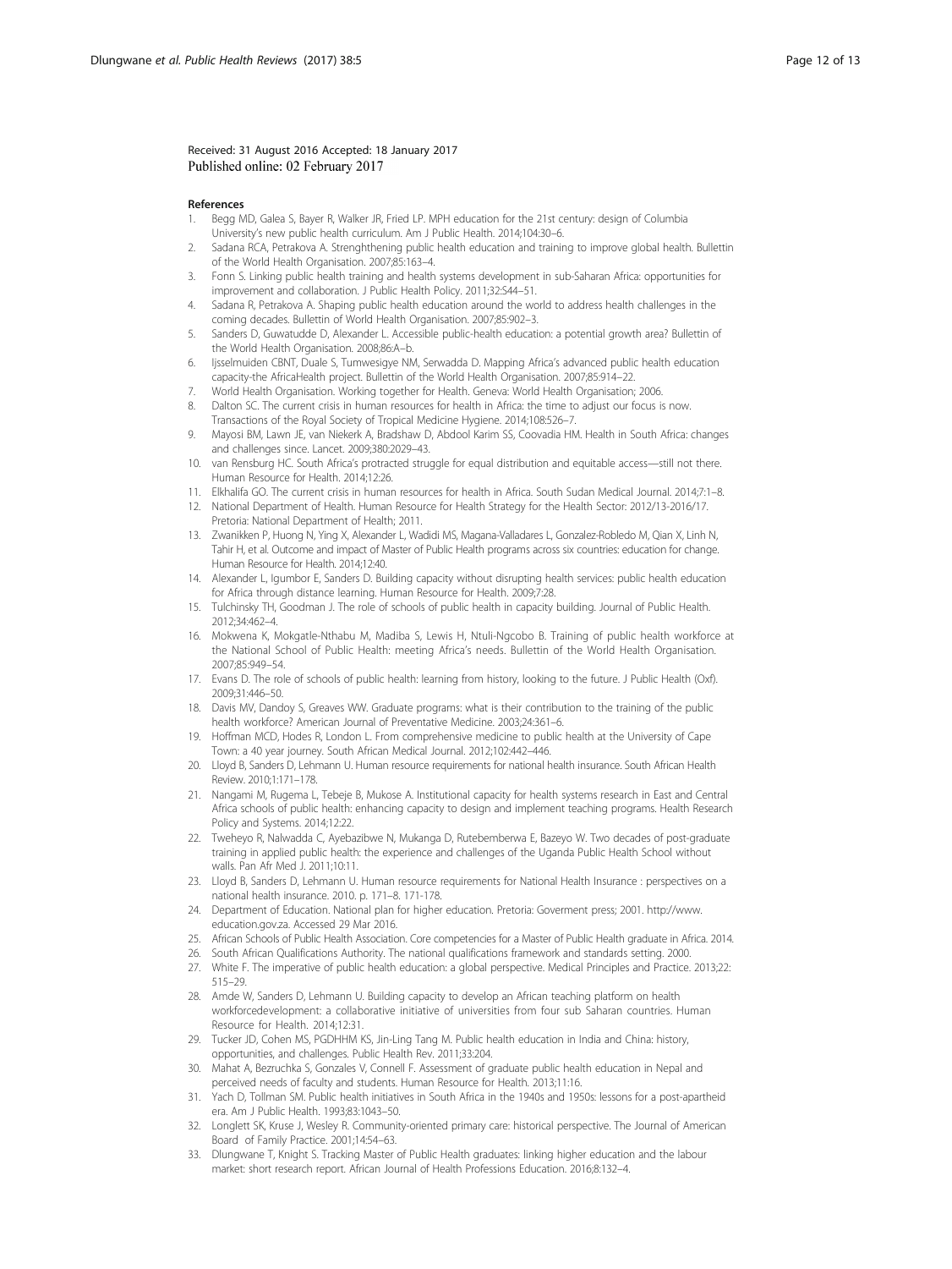Received: 31 August 2016 Accepted: 18 January 2017
Published online: 02 February 2017

## References

1. Begg MD, Galea S, Bayer R, Walker JR, Fried LP. MPH education for the 21st century: design of Columbia University's new public health curriculum. Am J Public Health. 2014;104:30–6.
2. Sadana RCA, Petrakova A. Strenghthening public health education and training to improve global health. Bullettin of the World Health Organisation. 2007;85:163–4.
3. Fonn S. Linking public health training and health systems development in sub-Saharan Africa: opportunities for improvement and collaboration. J Public Health Policy. 2011;32:S44–51.
4. Sadana R, Petrakova A. Shaping public health education around the world to address health challenges in the coming decades. Bullettin of World Health Organisation. 2007;85:902–3.
5. Sanders D, Guwatudde D, Alexander L. Accessible public-health education: a potential growth area? Bullettin of the World Health Organisation. 2008;86:A–b.
6. Ijsselmuiden CBNT, Duale S, Tumwesigye NM, Serwadda D. Mapping Africa's advanced public health education capacity-the AfricaHealth project. Bullettin of the World Health Organisation. 2007;85:914–22.
7. World Health Organisation. Working together for Health. Geneva: World Health Organisation; 2006.
8. Dalton SC. The current crisis in human resources for health in Africa: the time to adjust our focus is now. Transactions of the Royal Society of Tropical Medicine Hygiene. 2014;108:526–7.
9. Mayosi BM, Lawn JE, van Niekerk A, Bradshaw D, Abdool Karim SS, Coovadia HM. Health in South Africa: changes and challenges since. Lancet. 2009;380:2029–43.
10. van Rensburg HC. South Africa's protracted struggle for equal distribution and equitable access—still not there. Human Resource for Health. 2014;12:26.
11. Elkhalifa GO. The current crisis in human resources for health in Africa. South Sudan Medical Journal. 2014;7:1–8.
12. National Department of Health. Human Resource for Health Strategy for the Health Sector: 2012/13-2016/17. Pretoria: National Department of Health; 2011.
13. Zwanikken P, Huong N, Ying X, Alexander L, Wadidi MS, Magana-Valladares L, Gonzalez-Robledo M, Qian X, Linh N, Tahir H, et al. Outcome and impact of Master of Public Health programs across six countries: education for change. Human Resource for Health. 2014;12:40.
14. Alexander L, Igumbor E, Sanders D. Building capacity without disrupting health services: public health education for Africa through distance learning. Human Resource for Health. 2009;7:28.
15. Tulchinsky TH, Goodman J. The role of schools of public health in capacity building. Journal of Public Health. 2012;34:462–4.
16. Mokwena K, Mokgatle-Nthabu M, Madiba S, Lewis H, Ntuli-Ngcobo B. Training of public health workforce at the National School of Public Health: meeting Africa's needs. Bullettin of the World Health Organisation. 2007;85:949–54.
17. Evans D. The role of schools of public health: learning from history, looking to the future. J Public Health (Oxf). 2009;31:446–50.
18. Davis MV, Dandoy S, Greaves WW. Graduate programs: what is their contribution to the training of the public health workforce? American Journal of Preventative Medicine. 2003;24:361–6.
19. Hoffman MCD, Hodes R, London L. From comprehensive medicine to public health at the University of Cape Town: a 40 year journey. South African Medical Journal. 2012;102:442–446.
20. Lloyd B, Sanders D, Lehmann U. Human resource requirements for national health insurance. South African Health Review. 2010;1:171–178.
21. Nangami M, Rugema L, Tebeje B, Mukose A. Institutional capacity for health systems research in East and Central Africa schools of public health: enhancing capacity to design and implement teaching programs. Health Research Policy and Systems. 2014;12:22.
22. Tweheyo R, Nalwadda C, Ayebazibwe N, Mukanga D, Rutebemberwa E, Bazeyo W. Two decades of post-graduate training in applied public health: the experience and challenges of the Uganda Public Health School without walls. Pan Afr Med J. 2011;10:11.
23. Lloyd B, Sanders D, Lehmann U. Human resource requirements for National Health Insurance : perspectives on a national health insurance. 2010. p. 171–8. 171-178.
24. Department of Education. National plan for higher education. Pretoria: Goverment press; 2001. http://www.education.gov.za. Accessed 29 Mar 2016.
25. African Schools of Public Health Association. Core competencies for a Master of Public Health graduate in Africa. 2014.
26. South African Qualifications Authority. The national qualifications framework and standards setting. 2000.
27. White F. The imperative of public health education: a global perspective. Medical Principles and Practice. 2013;22: 515–29.
28. Amde W, Sanders D, Lehmann U. Building capacity to develop an African teaching platform on health workforcedevelopment: a collaborative initiative of universities from four sub Saharan countries. Human Resource for Health. 2014;12:31.
29. Tucker JD, Cohen MS, PGDHHM KS, Jin-Ling Tang M. Public health education in India and China: history, opportunities, and challenges. Public Health Rev. 2011;33:204.
30. Mahat A, Bezruchka S, Gonzales V, Connell F. Assessment of graduate public health education in Nepal and perceived needs of faculty and students. Human Resource for Health. 2013;11:16.
31. Yach D, Tollman SM. Public health initiatives in South Africa in the 1940s and 1950s: lessons for a post-apartheid era. Am J Public Health. 1993;83:1043–50.
32. Longlett SK, Kruse J, Wesley R. Community-oriented primary care: historical perspective. The Journal of American Board of Family Practice. 2001;14:54–63.
33. Dlungwane T, Knight S. Tracking Master of Public Health graduates: linking higher education and the labour market: short research report. African Journal of Health Professions Education. 2016;8:132–4.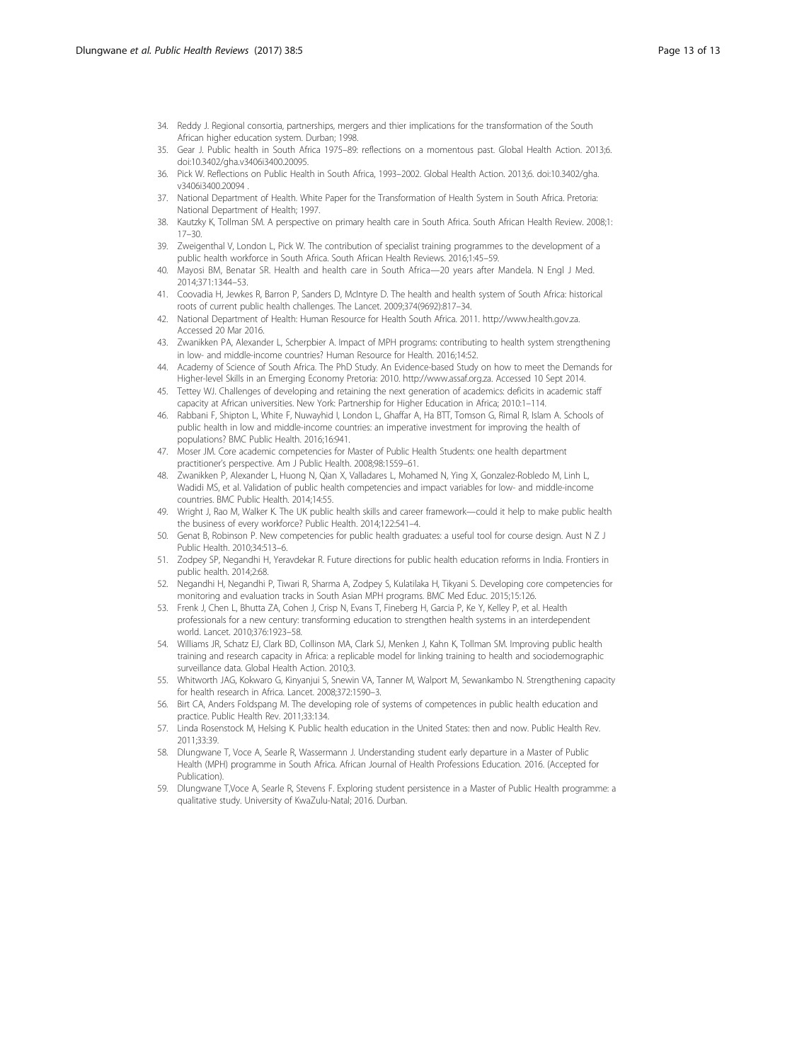34. Reddy J. Regional consortia, partnerships, mergers and thier implications for the transformation of the South African higher education system. Durban; 1998.
35. Gear J. Public health in South Africa 1975–89: reflections on a momentous past. Global Health Action. 2013;6. doi:10.3402/gha.v3406i3400.20095.
36. Pick W. Reflections on Public Health in South Africa, 1993–2002. Global Health Action. 2013;6. doi:10.3402/gha.v3406i3400.20094 .
37. National Department of Health. White Paper for the Transformation of Health System in South Africa. Pretoria: National Department of Health; 1997.
38. Kautzky K, Tollman SM. A perspective on primary health care in South Africa. South African Health Review. 2008;1: 17–30.
39. Zweigenthal V, London L, Pick W. The contribution of specialist training programmes to the development of a public health workforce in South Africa. South African Health Reviews. 2016;1:45–59.
40. Mayosi BM, Benatar SR. Health and health care in South Africa—20 years after Mandela. N Engl J Med. 2014;371:1344–53.
41. Coovadia H, Jewkes R, Barron P, Sanders D, McIntyre D. The health and health system of South Africa: historical roots of current public health challenges. The Lancet. 2009;374(9692):817–34.
42. National Department of Health: Human Resource for Health South Africa. 2011. http://www.health.gov.za. Accessed 20 Mar 2016.
43. Zwanikken PA, Alexander L, Scherpbier A. Impact of MPH programs: contributing to health system strengthening in low- and middle-income countries? Human Resource for Health. 2016;14:52.
44. Academy of Science of South Africa. The PhD Study. An Evidence-based Study on how to meet the Demands for Higher-level Skills in an Emerging Economy Pretoria: 2010. http://www.assaf.org.za. Accessed 10 Sept 2014.
45. Tettey WJ. Challenges of developing and retaining the next generation of academics: deficits in academic staff capacity at African universities. New York: Partnership for Higher Education in Africa; 2010:1–114.
46. Rabbani F, Shipton L, White F, Nuwayhid I, London L, Ghaffar A, Ha BTT, Tomson G, Rimal R, Islam A. Schools of public health in low and middle-income countries: an imperative investment for improving the health of populations? BMC Public Health. 2016;16:941.
47. Moser JM. Core academic competencies for Master of Public Health Students: one health department practitioner's perspective. Am J Public Health. 2008;98:1559–61.
48. Zwanikken P, Alexander L, Huong N, Qian X, Valladares L, Mohamed N, Ying X, Gonzalez-Robledo M, Linh L, Wadidi MS, et al. Validation of public health competencies and impact variables for low- and middle-income countries. BMC Public Health. 2014;14:55.
49. Wright J, Rao M, Walker K. The UK public health skills and career framework—could it help to make public health the business of every workforce? Public Health. 2014;122:541–4.
50. Genat B, Robinson P. New competencies for public health graduates: a useful tool for course design. Aust N Z J Public Health. 2010;34:513–6.
51. Zodpey SP, Negandhi H, Yeravdekar R. Future directions for public health education reforms in India. Frontiers in public health. 2014;2:68.
52. Negandhi H, Negandhi P, Tiwari R, Sharma A, Zodpey S, Kulatilaka H, Tikyani S. Developing core competencies for monitoring and evaluation tracks in South Asian MPH programs. BMC Med Educ. 2015;15:126.
53. Frenk J, Chen L, Bhutta ZA, Cohen J, Crisp N, Evans T, Fineberg H, Garcia P, Ke Y, Kelley P, et al. Health professionals for a new century: transforming education to strengthen health systems in an interdependent world. Lancet. 2010;376:1923–58.
54. Williams JR, Schatz EJ, Clark BD, Collinson MA, Clark SJ, Menken J, Kahn K, Tollman SM. Improving public health training and research capacity in Africa: a replicable model for linking training to health and sociodemographic surveillance data. Global Health Action. 2010;3.
55. Whitworth JAG, Kokwaro G, Kinyanjui S, Snewin VA, Tanner M, Walport M, Sewankambo N. Strengthening capacity for health research in Africa. Lancet. 2008;372:1590–3.
56. Birt CA, Anders Foldspang M. The developing role of systems of competences in public health education and practice. Public Health Rev. 2011;33:134.
57. Linda Rosenstock M, Helsing K. Public health education in the United States: then and now. Public Health Rev. 2011;33:39.
58. Dlungwane T, Voce A, Searle R, Wassermann J. Understanding student early departure in a Master of Public Health (MPH) programme in South Africa. African Journal of Health Professions Education. 2016. (Accepted for Publication).
59. Dlungwane T,Voce A, Searle R, Stevens F. Exploring student persistence in a Master of Public Health programme: a qualitative study. University of KwaZulu-Natal; 2016. Durban.